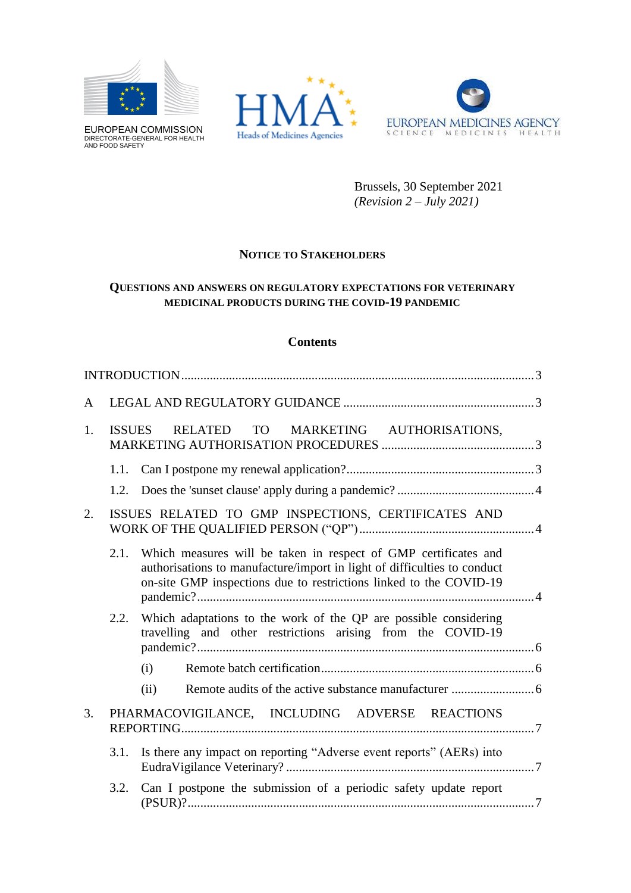EUROPEAN COMMISSION
DIRECTORATE-GENERAL FOR HEALTH AND FOOD SAFETY

HMA Heads of Medicines Agencies

EUROPEAN MEDICINES AGENCY
SCIENCE MEDICINES HEALTH

Brussels, 30 September 2021
*(Revision 2 – July 2021)*

## NOTICE TO STAKEHOLDERS

## QUESTIONS AND ANSWERS ON REGULATORY EXPECTATIONS FOR VETERINARY MEDICINAL PRODUCTS DURING THE COVID-19 PANDEMIC

### Contents

INTRODUCTION .......... 3

A LEGAL AND REGULATORY GUIDANCE .......... 3

1. ISSUES RELATED TO MARKETING AUTHORISATIONS, MARKETING AUTHORISATION PROCEDURES .......... 3
   - 1.1. Can I postpone my renewal application? .......... 3
   - 1.2. Does the 'sunset clause' apply during a pandemic? .......... 4
2. ISSUES RELATED TO GMP INSPECTIONS, CERTIFICATES AND WORK OF THE QUALIFIED PERSON ("QP") .......... 4
   - 2.1. Which measures will be taken in respect of GMP certificates and authorisations to manufacture/import in light of difficulties to conduct on-site GMP inspections due to restrictions linked to the COVID-19 pandemic? .......... 4
   - 2.2. Which adaptations to the work of the QP are possible considering travelling and other restrictions arising from the COVID-19 pandemic? .......... 6
     - (i) Remote batch certification .......... 6
     - (ii) Remote audits of the active substance manufacturer .......... 6
3. PHARMACOVIGILANCE, INCLUDING ADVERSE REACTIONS REPORTING .......... 7
   - 3.1. Is there any impact on reporting "Adverse event reports" (AERs) into EudraVigilance Veterinary? .......... 7
   - 3.2. Can I postpone the submission of a periodic safety update report (PSUR)? .......... 7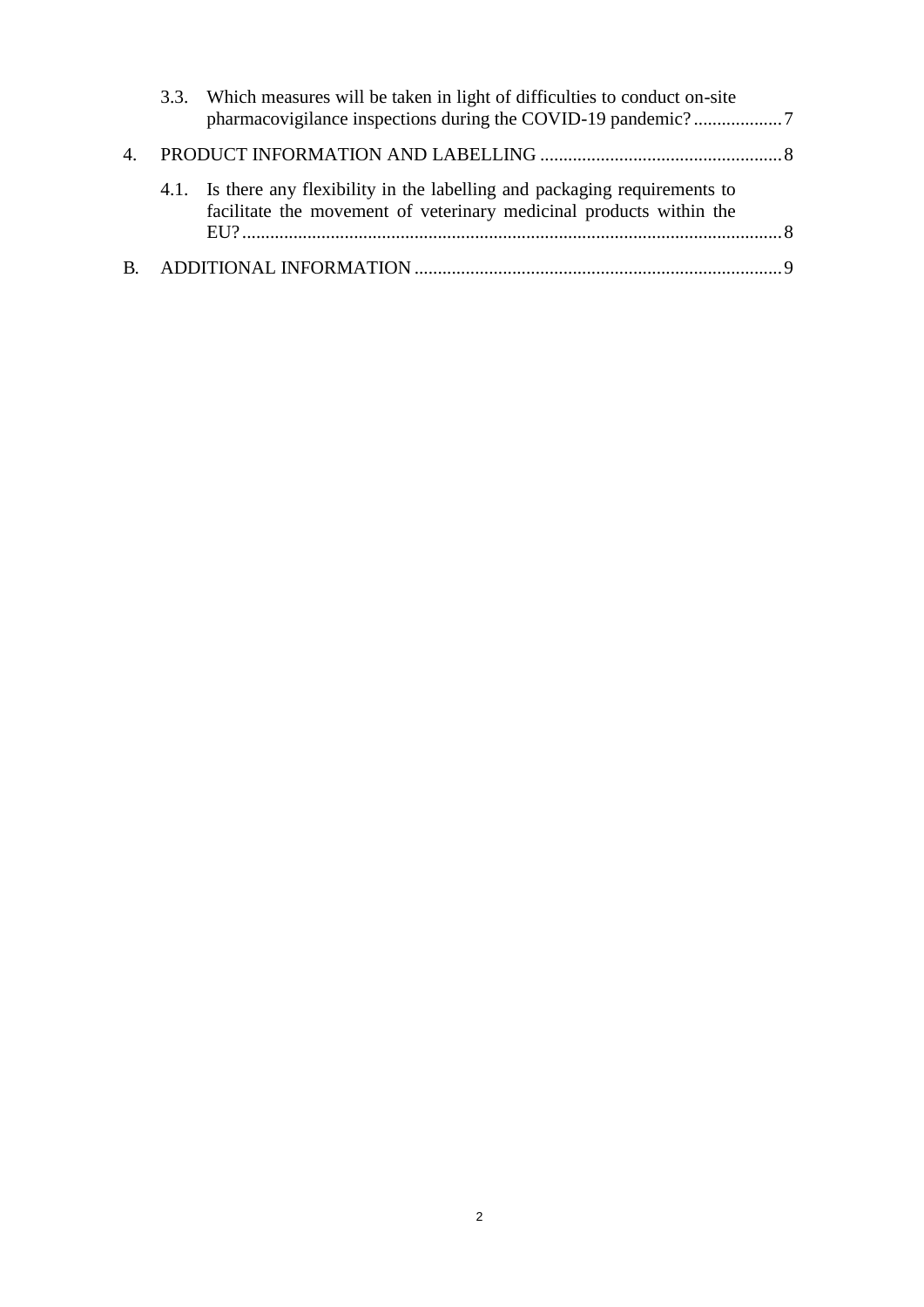3.3. Which measures will be taken in light of difficulties to conduct on-site pharmacovigilance inspections during the COVID-19 pandemic? ................... 7

4. PRODUCT INFORMATION AND LABELLING .................................................... 8

4.1. Is there any flexibility in the labelling and packaging requirements to facilitate the movement of veterinary medicinal products within the EU? ........................................................................................................ 8

B. ADDITIONAL INFORMATION ............................................................................... 9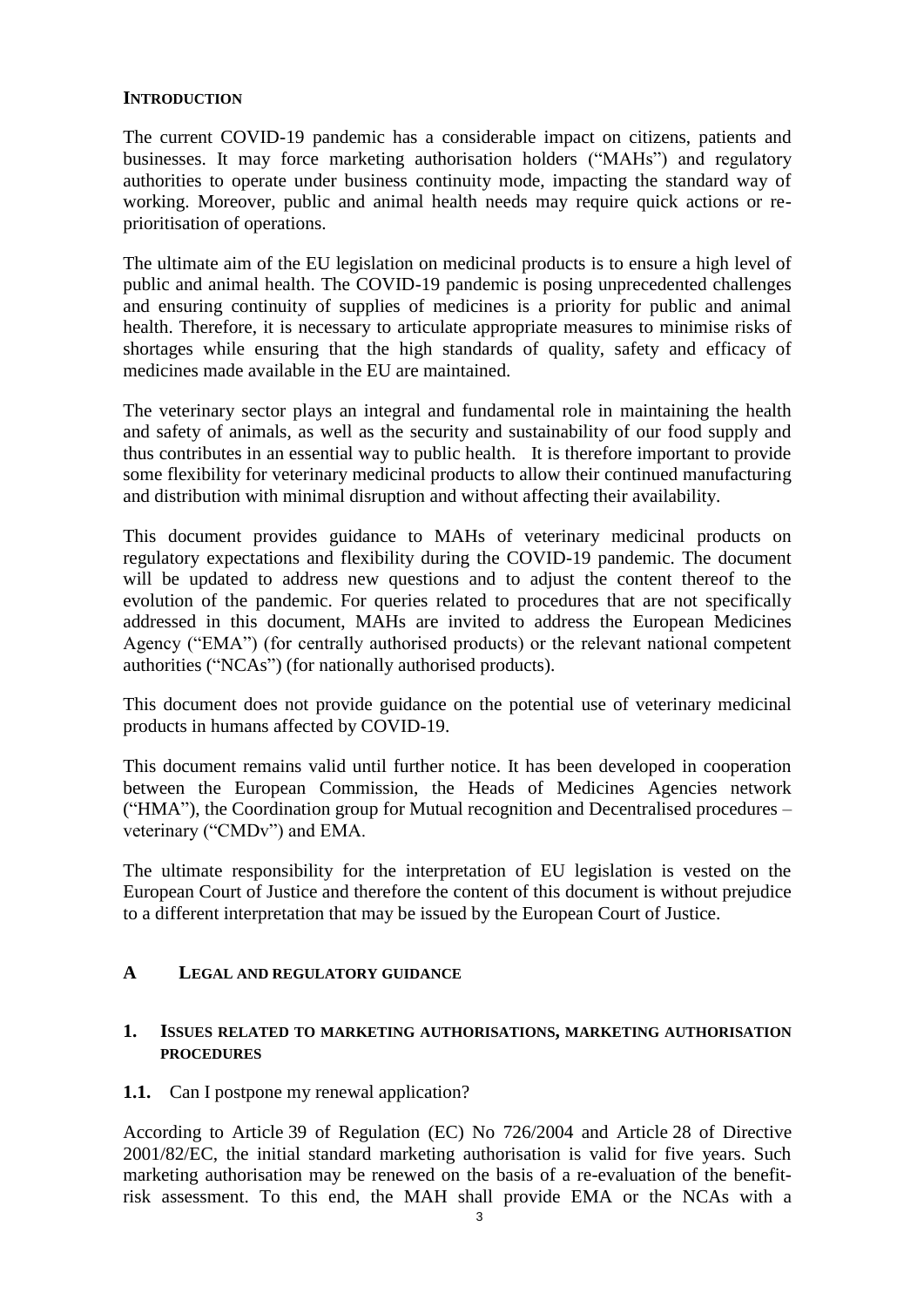**INTRODUCTION**

The current COVID-19 pandemic has a considerable impact on citizens, patients and businesses. It may force marketing authorisation holders ("MAHs") and regulatory authorities to operate under business continuity mode, impacting the standard way of working. Moreover, public and animal health needs may require quick actions or re-prioritisation of operations.

The ultimate aim of the EU legislation on medicinal products is to ensure a high level of public and animal health. The COVID-19 pandemic is posing unprecedented challenges and ensuring continuity of supplies of medicines is a priority for public and animal health. Therefore, it is necessary to articulate appropriate measures to minimise risks of shortages while ensuring that the high standards of quality, safety and efficacy of medicines made available in the EU are maintained.

The veterinary sector plays an integral and fundamental role in maintaining the health and safety of animals, as well as the security and sustainability of our food supply and thus contributes in an essential way to public health. It is therefore important to provide some flexibility for veterinary medicinal products to allow their continued manufacturing and distribution with minimal disruption and without affecting their availability.

This document provides guidance to MAHs of veterinary medicinal products on regulatory expectations and flexibility during the COVID-19 pandemic. The document will be updated to address new questions and to adjust the content thereof to the evolution of the pandemic. For queries related to procedures that are not specifically addressed in this document, MAHs are invited to address the European Medicines Agency ("EMA") (for centrally authorised products) or the relevant national competent authorities ("NCAs") (for nationally authorised products).

This document does not provide guidance on the potential use of veterinary medicinal products in humans affected by COVID-19.

This document remains valid until further notice. It has been developed in cooperation between the European Commission, the Heads of Medicines Agencies network ("HMA"), the Coordination group for Mutual recognition and Decentralised procedures – veterinary ("CMDv") and EMA.

The ultimate responsibility for the interpretation of EU legislation is vested on the European Court of Justice and therefore the content of this document is without prejudice to a different interpretation that may be issued by the European Court of Justice.

# A LEGAL AND REGULATORY GUIDANCE

## 1. ISSUES RELATED TO MARKETING AUTHORISATIONS, MARKETING AUTHORISATION PROCEDURES

### 1.1. Can I postpone my renewal application?

According to Article 39 of Regulation (EC) No 726/2004 and Article 28 of Directive 2001/82/EC, the initial standard marketing authorisation is valid for five years. Such marketing authorisation may be renewed on the basis of a re-evaluation of the benefit-risk assessment. To this end, the MAH shall provide EMA or the NCAs with a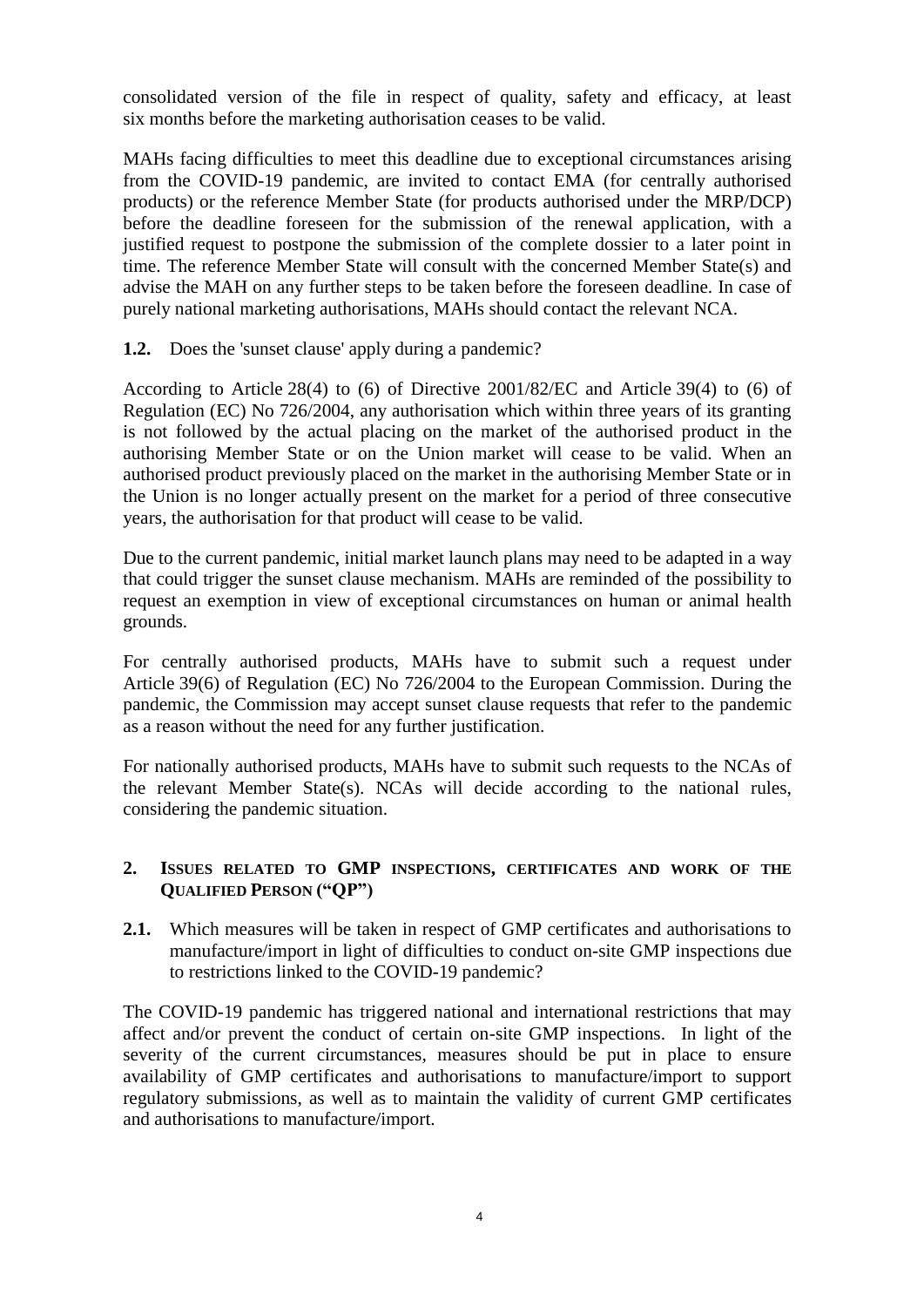consolidated version of the file in respect of quality, safety and efficacy, at least six months before the marketing authorisation ceases to be valid.

MAHs facing difficulties to meet this deadline due to exceptional circumstances arising from the COVID-19 pandemic, are invited to contact EMA (for centrally authorised products) or the reference Member State (for products authorised under the MRP/DCP) before the deadline foreseen for the submission of the renewal application, with a justified request to postpone the submission of the complete dossier to a later point in time. The reference Member State will consult with the concerned Member State(s) and advise the MAH on any further steps to be taken before the foreseen deadline. In case of purely national marketing authorisations, MAHs should contact the relevant NCA.

**1.2.** Does the 'sunset clause' apply during a pandemic?

According to Article 28(4) to (6) of Directive 2001/82/EC and Article 39(4) to (6) of Regulation (EC) No 726/2004, any authorisation which within three years of its granting is not followed by the actual placing on the market of the authorised product in the authorising Member State or on the Union market will cease to be valid. When an authorised product previously placed on the market in the authorising Member State or in the Union is no longer actually present on the market for a period of three consecutive years, the authorisation for that product will cease to be valid.

Due to the current pandemic, initial market launch plans may need to be adapted in a way that could trigger the sunset clause mechanism. MAHs are reminded of the possibility to request an exemption in view of exceptional circumstances on human or animal health grounds.

For centrally authorised products, MAHs have to submit such a request under Article 39(6) of Regulation (EC) No 726/2004 to the European Commission. During the pandemic, the Commission may accept sunset clause requests that refer to the pandemic as a reason without the need for any further justification.

For nationally authorised products, MAHs have to submit such requests to the NCAs of the relevant Member State(s). NCAs will decide according to the national rules, considering the pandemic situation.

## 2. Issues related to GMP inspections, certificates and work of the Qualified Person ("QP")

**2.1.** Which measures will be taken in respect of GMP certificates and authorisations to manufacture/import in light of difficulties to conduct on-site GMP inspections due to restrictions linked to the COVID-19 pandemic?

The COVID-19 pandemic has triggered national and international restrictions that may affect and/or prevent the conduct of certain on-site GMP inspections. In light of the severity of the current circumstances, measures should be put in place to ensure availability of GMP certificates and authorisations to manufacture/import to support regulatory submissions, as well as to maintain the validity of current GMP certificates and authorisations to manufacture/import.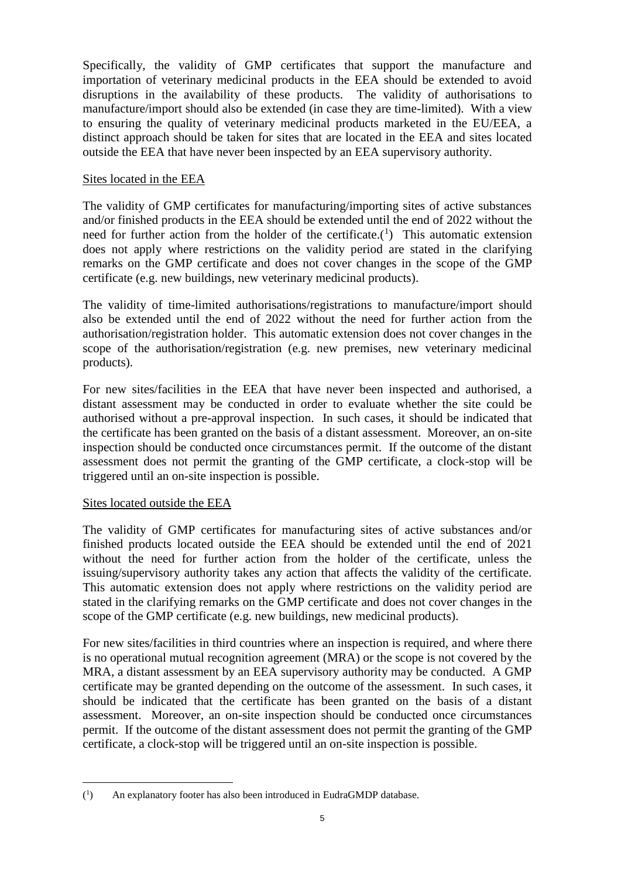Specifically, the validity of GMP certificates that support the manufacture and importation of veterinary medicinal products in the EEA should be extended to avoid disruptions in the availability of these products. The validity of authorisations to manufacture/import should also be extended (in case they are time-limited). With a view to ensuring the quality of veterinary medicinal products marketed in the EU/EEA, a distinct approach should be taken for sites that are located in the EEA and sites located outside the EEA that have never been inspected by an EEA supervisory authority.

Sites located in the EEA

The validity of GMP certificates for manufacturing/importing sites of active substances and/or finished products in the EEA should be extended until the end of 2022 without the need for further action from the holder of the certificate.[1] This automatic extension does not apply where restrictions on the validity period are stated in the clarifying remarks on the GMP certificate and does not cover changes in the scope of the GMP certificate (e.g. new buildings, new veterinary medicinal products).

The validity of time-limited authorisations/registrations to manufacture/import should also be extended until the end of 2022 without the need for further action from the authorisation/registration holder. This automatic extension does not cover changes in the scope of the authorisation/registration (e.g. new premises, new veterinary medicinal products).

For new sites/facilities in the EEA that have never been inspected and authorised, a distant assessment may be conducted in order to evaluate whether the site could be authorised without a pre-approval inspection. In such cases, it should be indicated that the certificate has been granted on the basis of a distant assessment. Moreover, an on-site inspection should be conducted once circumstances permit. If the outcome of the distant assessment does not permit the granting of the GMP certificate, a clock-stop will be triggered until an on-site inspection is possible.

Sites located outside the EEA

The validity of GMP certificates for manufacturing sites of active substances and/or finished products located outside the EEA should be extended until the end of 2021 without the need for further action from the holder of the certificate, unless the issuing/supervisory authority takes any action that affects the validity of the certificate. This automatic extension does not apply where restrictions on the validity period are stated in the clarifying remarks on the GMP certificate and does not cover changes in the scope of the GMP certificate (e.g. new buildings, new medicinal products).

For new sites/facilities in third countries where an inspection is required, and where there is no operational mutual recognition agreement (MRA) or the scope is not covered by the MRA, a distant assessment by an EEA supervisory authority may be conducted. A GMP certificate may be granted depending on the outcome of the assessment. In such cases, it should be indicated that the certificate has been granted on the basis of a distant assessment. Moreover, an on-site inspection should be conducted once circumstances permit. If the outcome of the distant assessment does not permit the granting of the GMP certificate, a clock-stop will be triggered until an on-site inspection is possible.

---

[1] An explanatory footer has also been introduced in EudraGMDP database.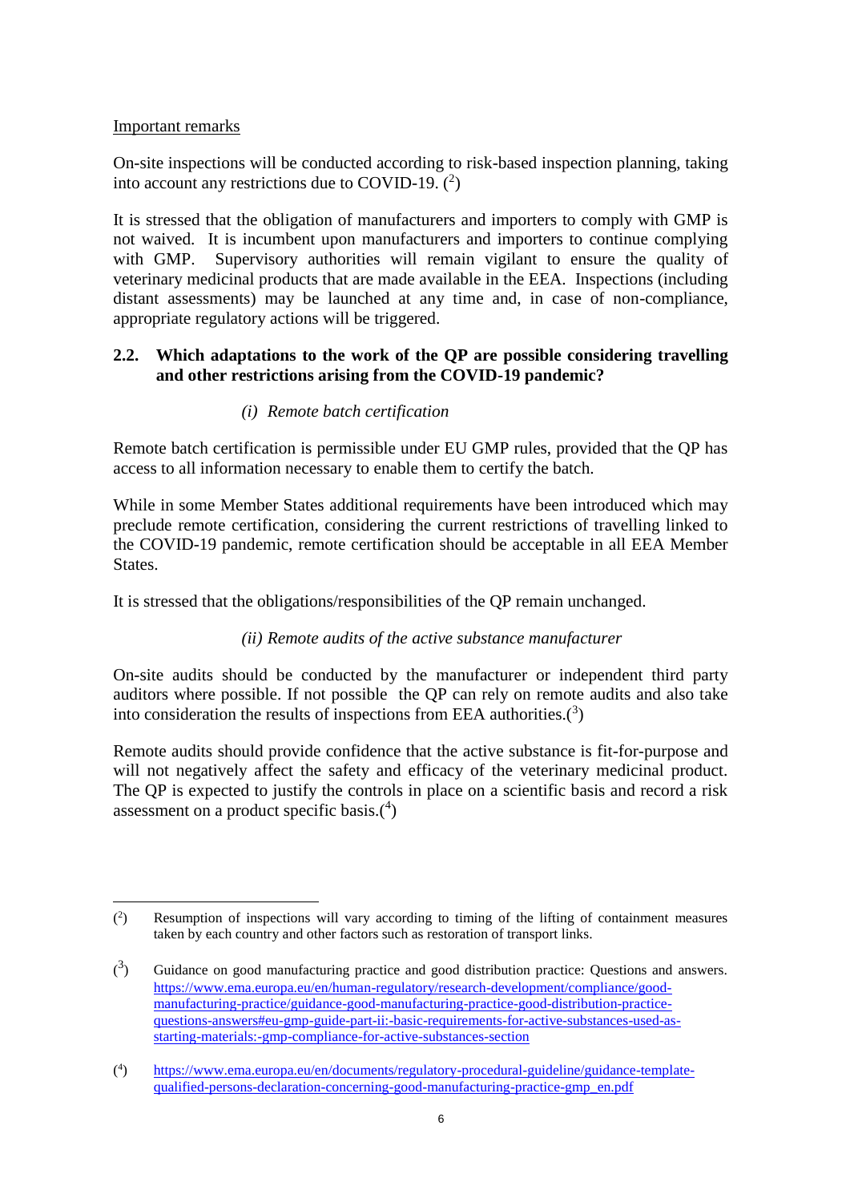Important remarks

On-site inspections will be conducted according to risk-based inspection planning, taking into account any restrictions due to COVID-19. ([2])

It is stressed that the obligation of manufacturers and importers to comply with GMP is not waived. It is incumbent upon manufacturers and importers to continue complying with GMP. Supervisory authorities will remain vigilant to ensure the quality of veterinary medicinal products that are made available in the EEA. Inspections (including distant assessments) may be launched at any time and, in case of non-compliance, appropriate regulatory actions will be triggered.

### 2.2. Which adaptations to the work of the QP are possible considering travelling and other restrictions arising from the COVID-19 pandemic?

*(i) Remote batch certification*

Remote batch certification is permissible under EU GMP rules, provided that the QP has access to all information necessary to enable them to certify the batch.

While in some Member States additional requirements have been introduced which may preclude remote certification, considering the current restrictions of travelling linked to the COVID-19 pandemic, remote certification should be acceptable in all EEA Member States.

It is stressed that the obligations/responsibilities of the QP remain unchanged.

*(ii) Remote audits of the active substance manufacturer*

On-site audits should be conducted by the manufacturer or independent third party auditors where possible. If not possible the QP can rely on remote audits and also take into consideration the results of inspections from EEA authorities.([3])

Remote audits should provide confidence that the active substance is fit-for-purpose and will not negatively affect the safety and efficacy of the veterinary medicinal product. The QP is expected to justify the controls in place on a scientific basis and record a risk assessment on a product specific basis.([4])

---

([2]) Resumption of inspections will vary according to timing of the lifting of containment measures taken by each country and other factors such as restoration of transport links.

([3]) Guidance on good manufacturing practice and good distribution practice: Questions and answers. https://www.ema.europa.eu/en/human-regulatory/research-development/compliance/good-manufacturing-practice/guidance-good-manufacturing-practice-good-distribution-practice-questions-answers#eu-gmp-guide-part-ii:-basic-requirements-for-active-substances-used-as-starting-materials:-gmp-compliance-for-active-substances-section

([4]) https://www.ema.europa.eu/en/documents/regulatory-procedural-guideline/guidance-template-qualified-persons-declaration-concerning-good-manufacturing-practice-gmp_en.pdf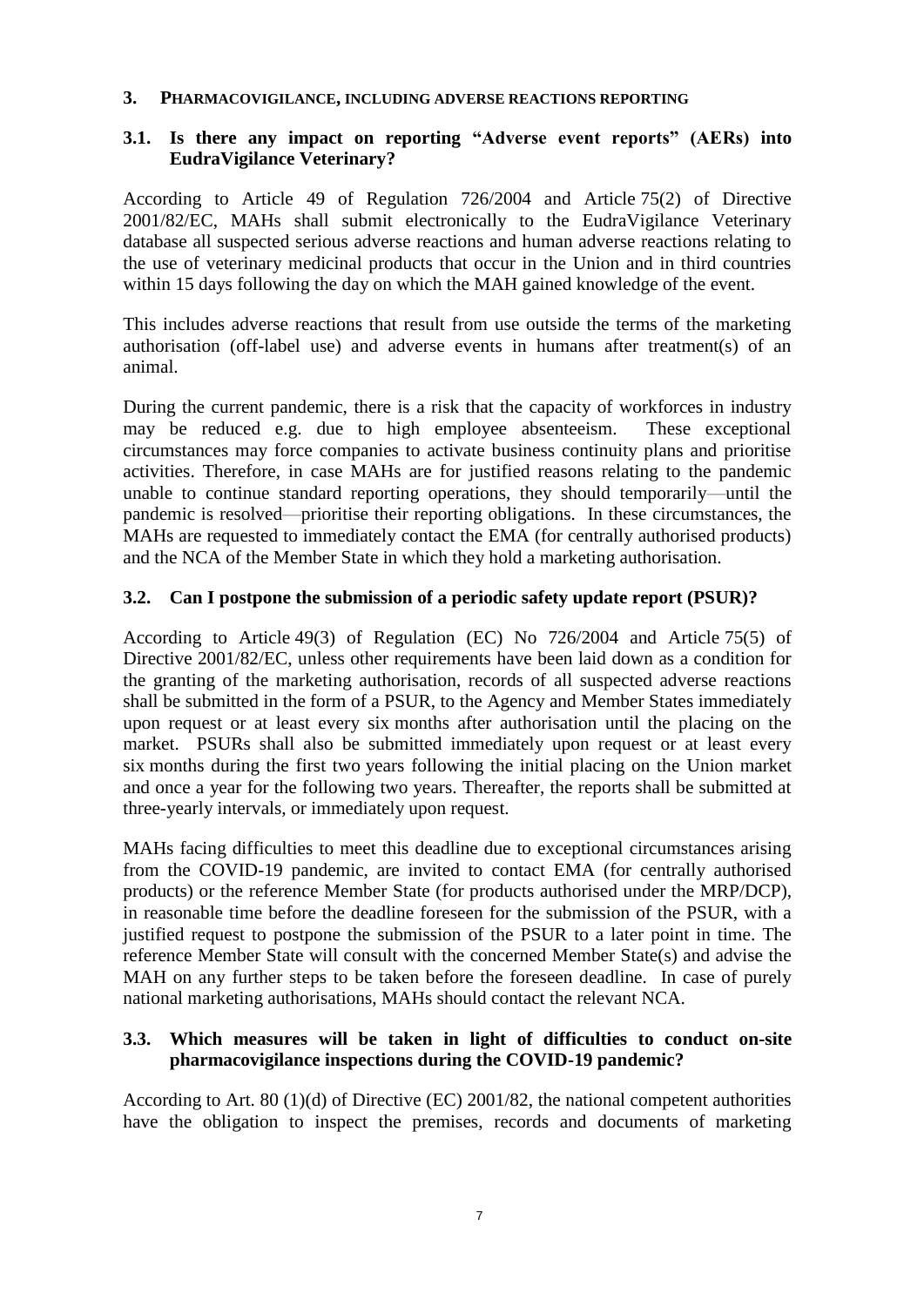## 3. PHARMACOVIGILANCE, INCLUDING ADVERSE REACTIONS REPORTING

### 3.1. Is there any impact on reporting "Adverse event reports" (AERs) into EudraVigilance Veterinary?

According to Article 49 of Regulation 726/2004 and Article 75(2) of Directive 2001/82/EC, MAHs shall submit electronically to the EudraVigilance Veterinary database all suspected serious adverse reactions and human adverse reactions relating to the use of veterinary medicinal products that occur in the Union and in third countries within 15 days following the day on which the MAH gained knowledge of the event.

This includes adverse reactions that result from use outside the terms of the marketing authorisation (off-label use) and adverse events in humans after treatment(s) of an animal.

During the current pandemic, there is a risk that the capacity of workforces in industry may be reduced e.g. due to high employee absenteeism. These exceptional circumstances may force companies to activate business continuity plans and prioritise activities. Therefore, in case MAHs are for justified reasons relating to the pandemic unable to continue standard reporting operations, they should temporarily—until the pandemic is resolved—prioritise their reporting obligations. In these circumstances, the MAHs are requested to immediately contact the EMA (for centrally authorised products) and the NCA of the Member State in which they hold a marketing authorisation.

### 3.2. Can I postpone the submission of a periodic safety update report (PSUR)?

According to Article 49(3) of Regulation (EC) No 726/2004 and Article 75(5) of Directive 2001/82/EC, unless other requirements have been laid down as a condition for the granting of the marketing authorisation, records of all suspected adverse reactions shall be submitted in the form of a PSUR, to the Agency and Member States immediately upon request or at least every six months after authorisation until the placing on the market. PSURs shall also be submitted immediately upon request or at least every six months during the first two years following the initial placing on the Union market and once a year for the following two years. Thereafter, the reports shall be submitted at three-yearly intervals, or immediately upon request.

MAHs facing difficulties to meet this deadline due to exceptional circumstances arising from the COVID-19 pandemic, are invited to contact EMA (for centrally authorised products) or the reference Member State (for products authorised under the MRP/DCP), in reasonable time before the deadline foreseen for the submission of the PSUR, with a justified request to postpone the submission of the PSUR to a later point in time. The reference Member State will consult with the concerned Member State(s) and advise the MAH on any further steps to be taken before the foreseen deadline. In case of purely national marketing authorisations, MAHs should contact the relevant NCA.

### 3.3. Which measures will be taken in light of difficulties to conduct on-site pharmacovigilance inspections during the COVID-19 pandemic?

According to Art. 80 (1)(d) of Directive (EC) 2001/82, the national competent authorities have the obligation to inspect the premises, records and documents of marketing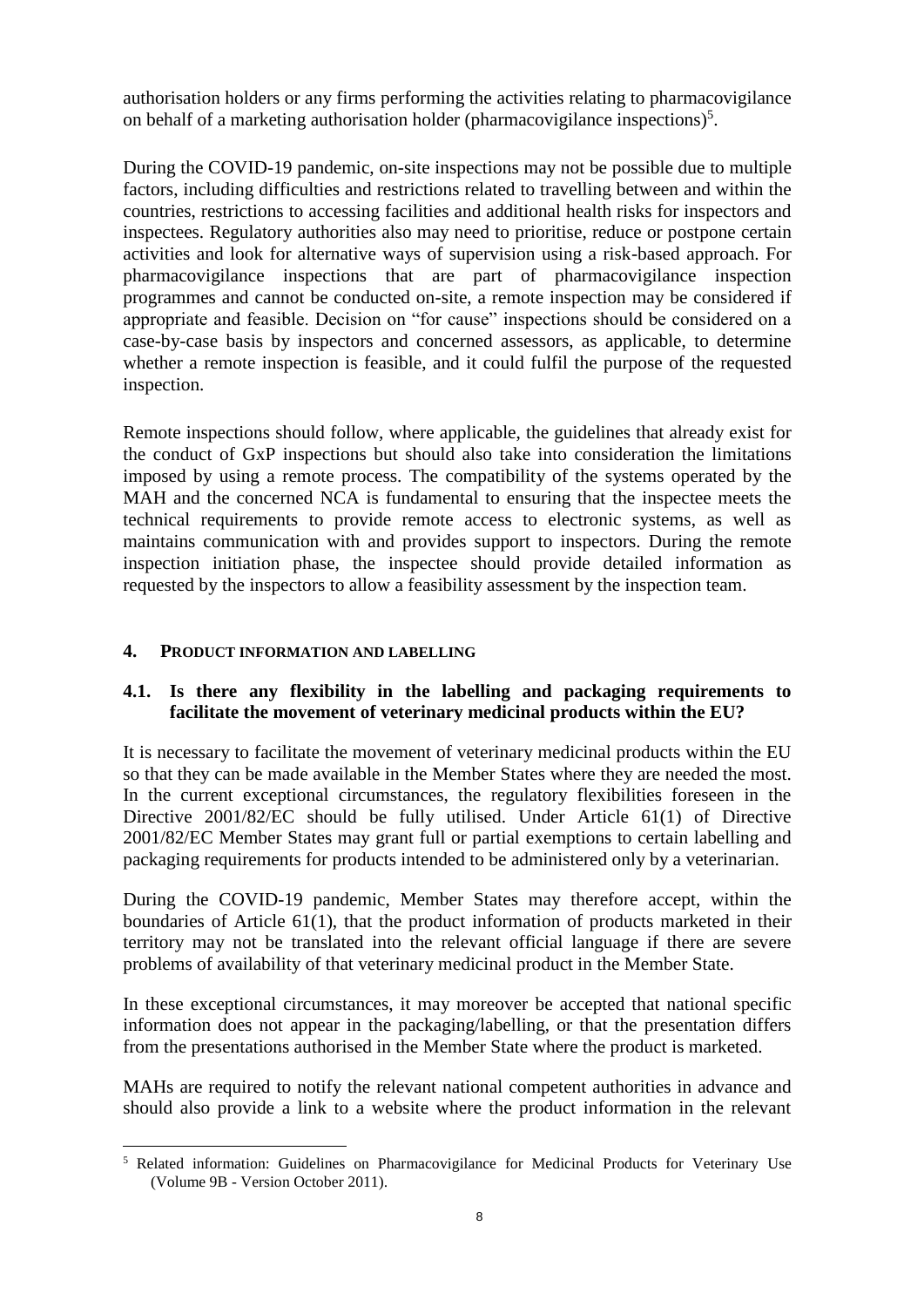authorisation holders or any firms performing the activities relating to pharmacovigilance on behalf of a marketing authorisation holder (pharmacovigilance inspections)[5].

During the COVID-19 pandemic, on-site inspections may not be possible due to multiple factors, including difficulties and restrictions related to travelling between and within the countries, restrictions to accessing facilities and additional health risks for inspectors and inspectees. Regulatory authorities also may need to prioritise, reduce or postpone certain activities and look for alternative ways of supervision using a risk-based approach. For pharmacovigilance inspections that are part of pharmacovigilance inspection programmes and cannot be conducted on-site, a remote inspection may be considered if appropriate and feasible. Decision on "for cause" inspections should be considered on a case-by-case basis by inspectors and concerned assessors, as applicable, to determine whether a remote inspection is feasible, and it could fulfil the purpose of the requested inspection.

Remote inspections should follow, where applicable, the guidelines that already exist for the conduct of GxP inspections but should also take into consideration the limitations imposed by using a remote process. The compatibility of the systems operated by the MAH and the concerned NCA is fundamental to ensuring that the inspectee meets the technical requirements to provide remote access to electronic systems, as well as maintains communication with and provides support to inspectors. During the remote inspection initiation phase, the inspectee should provide detailed information as requested by the inspectors to allow a feasibility assessment by the inspection team.

## 4. PRODUCT INFORMATION AND LABELLING

### 4.1. Is there any flexibility in the labelling and packaging requirements to facilitate the movement of veterinary medicinal products within the EU?

It is necessary to facilitate the movement of veterinary medicinal products within the EU so that they can be made available in the Member States where they are needed the most. In the current exceptional circumstances, the regulatory flexibilities foreseen in the Directive 2001/82/EC should be fully utilised. Under Article 61(1) of Directive 2001/82/EC Member States may grant full or partial exemptions to certain labelling and packaging requirements for products intended to be administered only by a veterinarian.

During the COVID-19 pandemic, Member States may therefore accept, within the boundaries of Article 61(1), that the product information of products marketed in their territory may not be translated into the relevant official language if there are severe problems of availability of that veterinary medicinal product in the Member State.

In these exceptional circumstances, it may moreover be accepted that national specific information does not appear in the packaging/labelling, or that the presentation differs from the presentations authorised in the Member State where the product is marketed.

MAHs are required to notify the relevant national competent authorities in advance and should also provide a link to a website where the product information in the relevant

---

[5] Related information: Guidelines on Pharmacovigilance for Medicinal Products for Veterinary Use (Volume 9B - Version October 2011).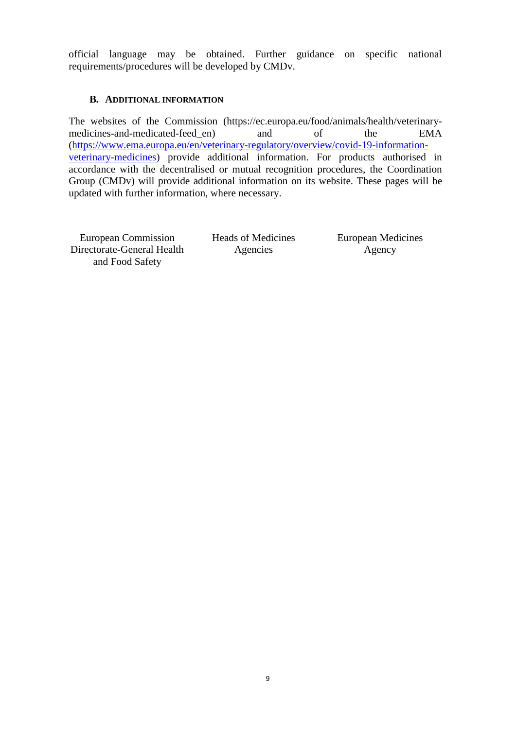official language may be obtained. Further guidance on specific national requirements/procedures will be developed by CMDv.

## B. Additional information

The websites of the Commission (https://ec.europa.eu/food/animals/health/veterinary-medicines-and-medicated-feed_en) and of the EMA (https://www.ema.europa.eu/en/veterinary-regulatory/overview/covid-19-information-veterinary-medicines) provide additional information. For products authorised in accordance with the decentralised or mutual recognition procedures, the Coordination Group (CMDv) will provide additional information on its website. These pages will be updated with further information, where necessary.

European Commission
Directorate-General Health
and Food Safety

Heads of Medicines
Agencies

European Medicines
Agency